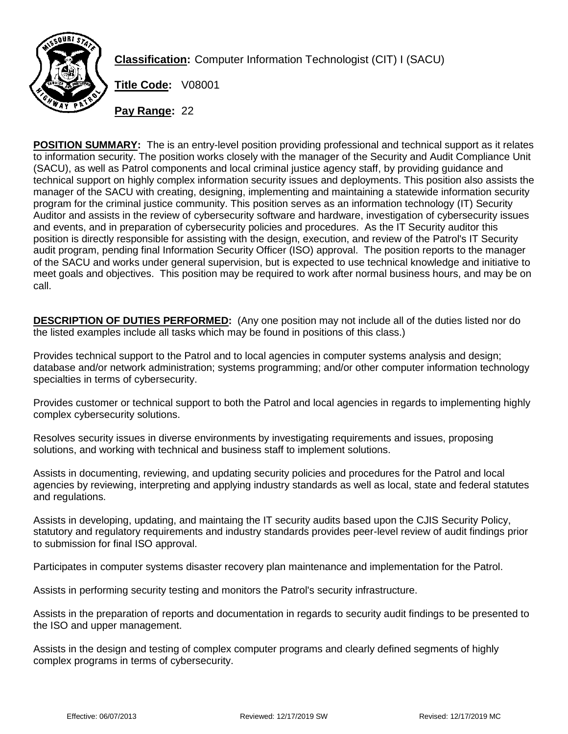**Classification:** Computer Information Technologist (CIT) I (SACU)

**Title Code:** V08001

**Pay Range:** 22

**POSITION SUMMARY:** The is an entry-level position providing professional and technical support as it relates to information security. The position works closely with the manager of the Security and Audit Compliance Unit (SACU), as well as Patrol components and local criminal justice agency staff, by providing guidance and technical support on highly complex information security issues and deployments. This position also assists the manager of the SACU with creating, designing, implementing and maintaining a statewide information security program for the criminal justice community. This position serves as an information technology (IT) Security Auditor and assists in the review of cybersecurity software and hardware, investigation of cybersecurity issues and events, and in preparation of cybersecurity policies and procedures. As the IT Security auditor this position is directly responsible for assisting with the design, execution, and review of the Patrol's IT Security audit program, pending final Information Security Officer (ISO) approval. The position reports to the manager of the SACU and works under general supervision, but is expected to use technical knowledge and initiative to meet goals and objectives. This position may be required to work after normal business hours, and may be on call.

**DESCRIPTION OF DUTIES PERFORMED:** (Any one position may not include all of the duties listed nor do the listed examples include all tasks which may be found in positions of this class.)

Provides technical support to the Patrol and to local agencies in computer systems analysis and design; database and/or network administration; systems programming; and/or other computer information technology specialties in terms of cybersecurity.

Provides customer or technical support to both the Patrol and local agencies in regards to implementing highly complex cybersecurity solutions.

Resolves security issues in diverse environments by investigating requirements and issues, proposing solutions, and working with technical and business staff to implement solutions.

Assists in documenting, reviewing, and updating security policies and procedures for the Patrol and local agencies by reviewing, interpreting and applying industry standards as well as local, state and federal statutes and regulations.

Assists in developing, updating, and maintaing the IT security audits based upon the CJIS Security Policy, statutory and regulatory requirements and industry standards provides peer-level review of audit findings prior to submission for final ISO approval.

Participates in computer systems disaster recovery plan maintenance and implementation for the Patrol.

Assists in performing security testing and monitors the Patrol's security infrastructure.

Assists in the preparation of reports and documentation in regards to security audit findings to be presented to the ISO and upper management.

Assists in the design and testing of complex computer programs and clearly defined segments of highly complex programs in terms of cybersecurity.

Effective: 06/07/2013 Reviewed: 12/17/2019 SW Revised: 12/17/2019 MC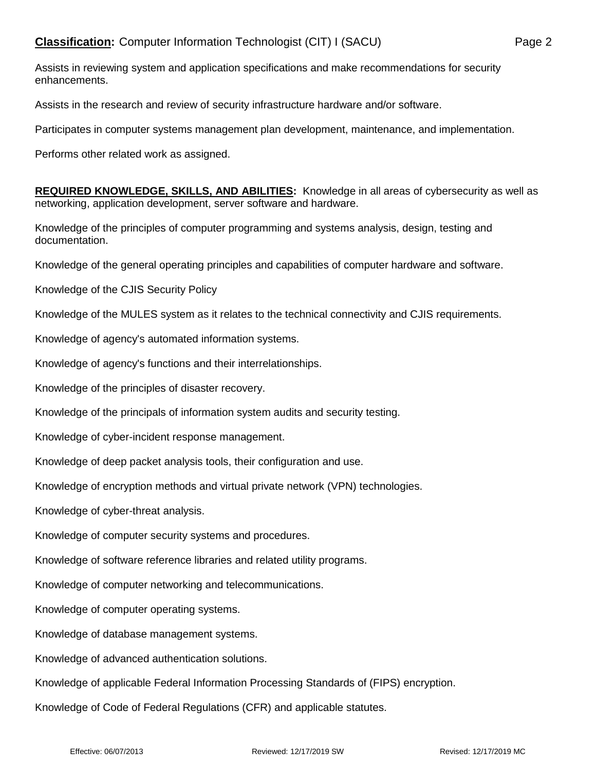Assists in reviewing system and application specifications and make recommendations for security enhancements.

Assists in the research and review of security infrastructure hardware and/or software.

Participates in computer systems management plan development, maintenance, and implementation.

Performs other related work as assigned.

**REQUIRED KNOWLEDGE, SKILLS, AND ABILITIES:** Knowledge in all areas of cybersecurity as well as networking, application development, server software and hardware.

Knowledge of the principles of computer programming and systems analysis, design, testing and documentation.

Knowledge of the general operating principles and capabilities of computer hardware and software.

Knowledge of the CJIS Security Policy

Knowledge of the MULES system as it relates to the technical connectivity and CJIS requirements.

Knowledge of agency's automated information systems.

Knowledge of agency's functions and their interrelationships.

Knowledge of the principles of disaster recovery.

Knowledge of the principals of information system audits and security testing.

Knowledge of cyber-incident response management.

Knowledge of deep packet analysis tools, their configuration and use.

Knowledge of encryption methods and virtual private network (VPN) technologies.

Knowledge of cyber-threat analysis.

Knowledge of computer security systems and procedures.

Knowledge of software reference libraries and related utility programs.

Knowledge of computer networking and telecommunications.

Knowledge of computer operating systems.

Knowledge of database management systems.

Knowledge of advanced authentication solutions.

Knowledge of applicable Federal Information Processing Standards of (FIPS) encryption.

Knowledge of Code of Federal Regulations (CFR) and applicable statutes.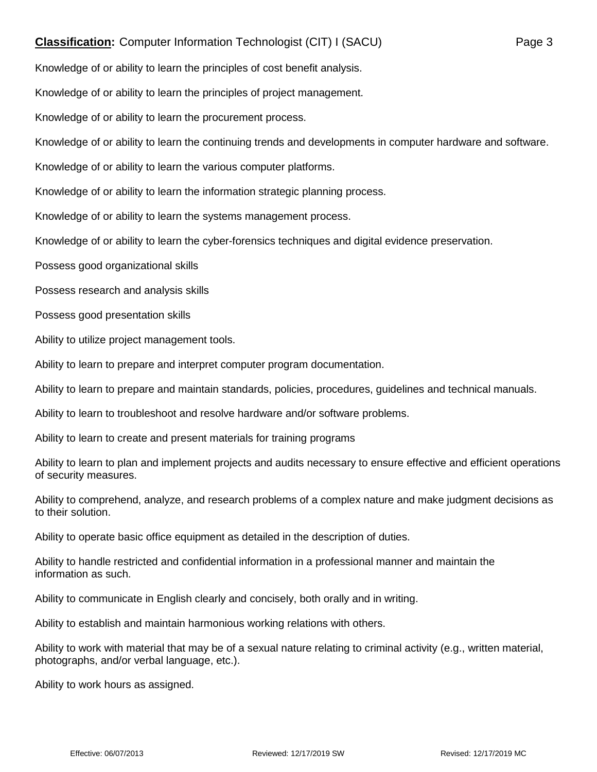Knowledge of or ability to learn the principles of cost benefit analysis.

Knowledge of or ability to learn the principles of project management.

Knowledge of or ability to learn the procurement process.

Knowledge of or ability to learn the continuing trends and developments in computer hardware and software.

Knowledge of or ability to learn the various computer platforms.

Knowledge of or ability to learn the information strategic planning process.

Knowledge of or ability to learn the systems management process.

Knowledge of or ability to learn the cyber-forensics techniques and digital evidence preservation.

Possess good organizational skills

Possess research and analysis skills

Possess good presentation skills

Ability to utilize project management tools.

Ability to learn to prepare and interpret computer program documentation.

Ability to learn to prepare and maintain standards, policies, procedures, guidelines and technical manuals.

Ability to learn to troubleshoot and resolve hardware and/or software problems.

Ability to learn to create and present materials for training programs

Ability to learn to plan and implement projects and audits necessary to ensure effective and efficient operations of security measures.

Ability to comprehend, analyze, and research problems of a complex nature and make judgment decisions as to their solution.

Ability to operate basic office equipment as detailed in the description of duties.

Ability to handle restricted and confidential information in a professional manner and maintain the information as such.

Ability to communicate in English clearly and concisely, both orally and in writing.

Ability to establish and maintain harmonious working relations with others.

Ability to work with material that may be of a sexual nature relating to criminal activity (e.g., written material, photographs, and/or verbal language, etc.).

Ability to work hours as assigned.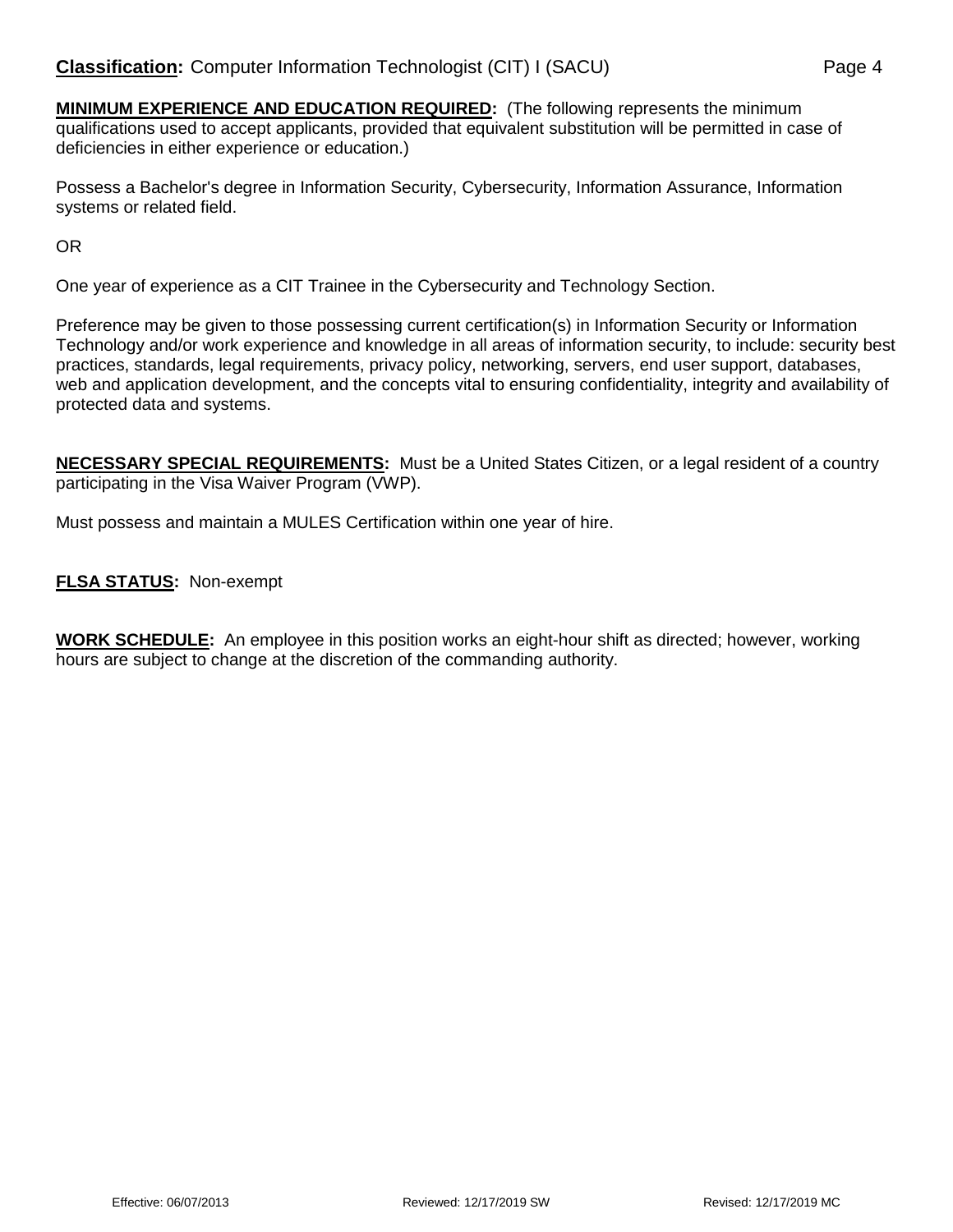**MINIMUM EXPERIENCE AND EDUCATION REQUIRED:** (The following represents the minimum qualifications used to accept applicants, provided that equivalent substitution will be permitted in case of deficiencies in either experience or education.)

Possess a Bachelor's degree in Information Security, Cybersecurity, Information Assurance, Information systems or related field.

OR

One year of experience as a CIT Trainee in the Cybersecurity and Technology Section.

Preference may be given to those possessing current certification(s) in Information Security or Information Technology and/or work experience and knowledge in all areas of information security, to include: security best practices, standards, legal requirements, privacy policy, networking, servers, end user support, databases, web and application development, and the concepts vital to ensuring confidentiality, integrity and availability of protected data and systems.

**NECESSARY SPECIAL REQUIREMENTS:** Must be a United States Citizen, or a legal resident of a country participating in the Visa Waiver Program (VWP).

Must possess and maintain a MULES Certification within one year of hire.

**FLSA STATUS:** Non-exempt

**WORK SCHEDULE:** An employee in this position works an eight-hour shift as directed; however, working hours are subject to change at the discretion of the commanding authority.